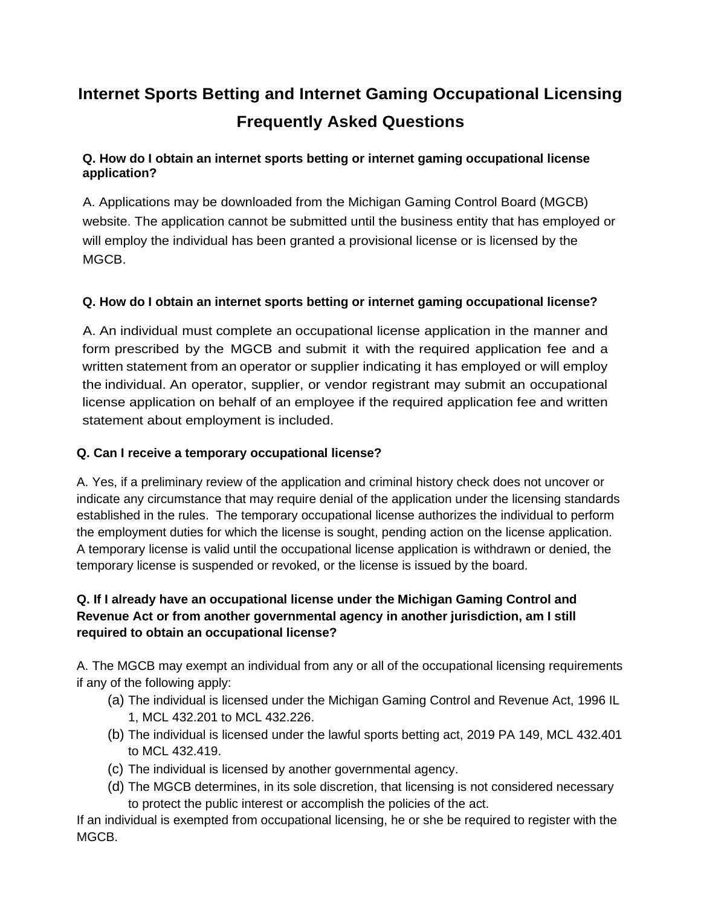# Internet Sports Betting and Internet Gaming Occupational Licensing Frequently Asked Questions

**Q. How do I obtain an internet sports betting or internet gaming occupational license application?**

A. Applications may be downloaded from the Michigan Gaming Control Board (MGCB) website. The application cannot be submitted until the business entity that has employed or will employ the individual has been granted a provisional license or is licensed by the MGCB.

**Q. How do I obtain an internet sports betting or internet gaming occupational license?**

A. An individual must complete an occupational license application in the manner and form prescribed by the MGCB and submit it with the required application fee and a written statement from an operator or supplier indicating it has employed or will employ the individual. An operator, supplier, or vendor registrant may submit an occupational license application on behalf of an employee if the required application fee and written statement about employment is included.

**Q. Can I receive a temporary occupational license?**

A. Yes, if a preliminary review of the application and criminal history check does not uncover or indicate any circumstance that may require denial of the application under the licensing standards established in the rules. The temporary occupational license authorizes the individual to perform the employment duties for which the license is sought, pending action on the license application. A temporary license is valid until the occupational license application is withdrawn or denied, the temporary license is suspended or revoked, or the license is issued by the board.

**Q. If I already have an occupational license under the Michigan Gaming Control and Revenue Act or from another governmental agency in another jurisdiction, am I still required to obtain an occupational license?**

A. The MGCB may exempt an individual from any or all of the occupational licensing requirements if any of the following apply:

(a) The individual is licensed under the Michigan Gaming Control and Revenue Act, 1996 IL 1, MCL 432.201 to MCL 432.226.

(b) The individual is licensed under the lawful sports betting act, 2019 PA 149, MCL 432.401 to MCL 432.419.

(c) The individual is licensed by another governmental agency.

(d) The MGCB determines, in its sole discretion, that licensing is not considered necessary to protect the public interest or accomplish the policies of the act.

If an individual is exempted from occupational licensing, he or she be required to register with the MGCB.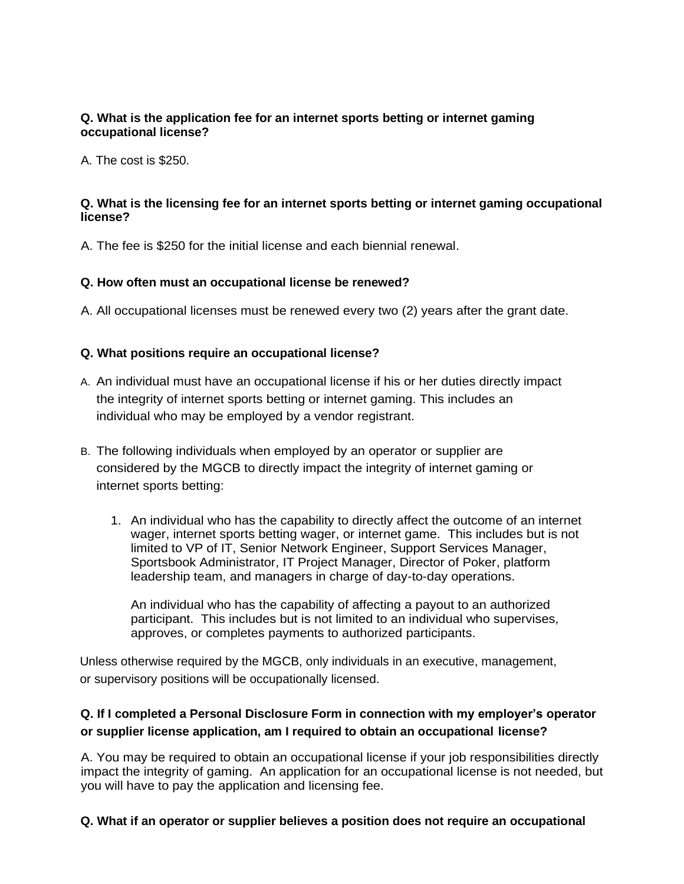**Q. What is the application fee for an internet sports betting or internet gaming occupational license?**

A. The cost is $250.

**Q. What is the licensing fee for an internet sports betting or internet gaming occupational license?**

A. The fee is $250 for the initial license and each biennial renewal.

**Q. How often must an occupational license be renewed?**

A. All occupational licenses must be renewed every two (2) years after the grant date.

**Q. What positions require an occupational license?**

A. An individual must have an occupational license if his or her duties directly impact the integrity of internet sports betting or internet gaming. This includes an individual who may be employed by a vendor registrant.

B. The following individuals when employed by an operator or supplier are considered by the MGCB to directly impact the integrity of internet gaming or internet sports betting:

1. An individual who has the capability to directly affect the outcome of an internet wager, internet sports betting wager, or internet game. This includes but is not limited to VP of IT, Senior Network Engineer, Support Services Manager, Sportsbook Administrator, IT Project Manager, Director of Poker, platform leadership team, and managers in charge of day-to-day operations.

   An individual who has the capability of affecting a payout to an authorized participant. This includes but is not limited to an individual who supervises, approves, or completes payments to authorized participants.

Unless otherwise required by the MGCB, only individuals in an executive, management, or supervisory positions will be occupationally licensed.

**Q. If I completed a Personal Disclosure Form in connection with my employer's operator or supplier license application, am I required to obtain an occupational license?**

A. You may be required to obtain an occupational license if your job responsibilities directly impact the integrity of gaming. An application for an occupational license is not needed, but you will have to pay the application and licensing fee.

**Q. What if an operator or supplier believes a position does not require an occupational**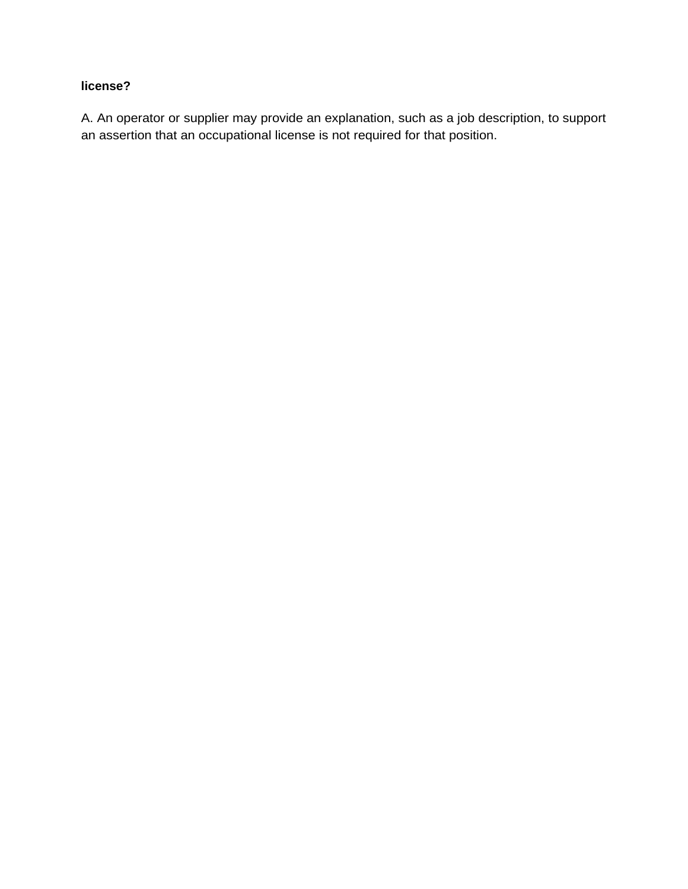**license?**

A. An operator or supplier may provide an explanation, such as a job description, to support an assertion that an occupational license is not required for that position.